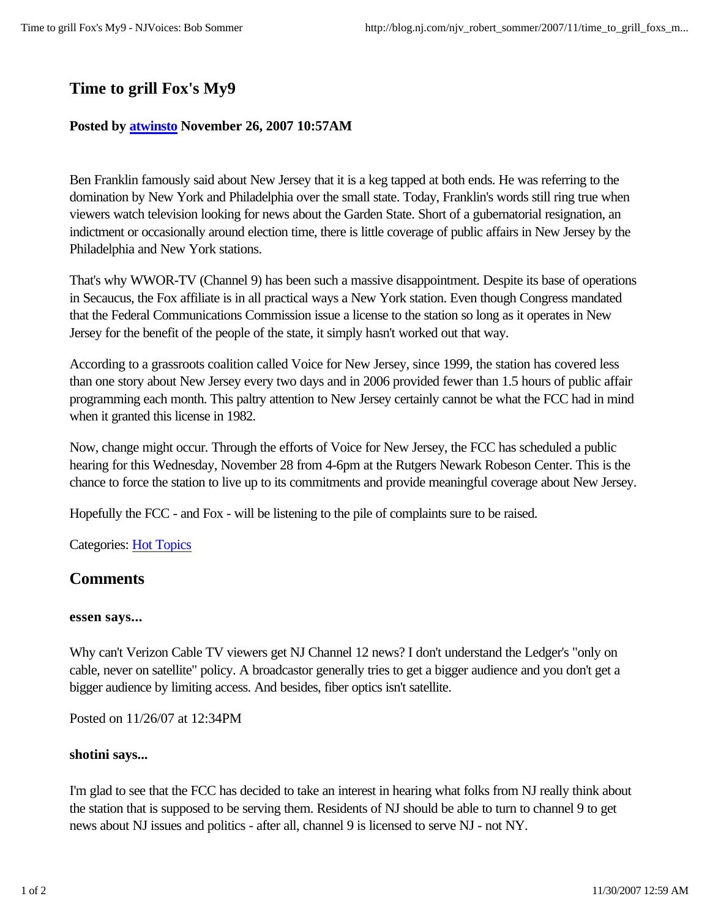# Time to grill Fox's My9

**Posted by atwinsto November 26, 2007 10:57AM**

Ben Franklin famously said about New Jersey that it is a keg tapped at both ends. He was referring to the domination by New York and Philadelphia over the small state. Today, Franklin's words still ring true when viewers watch television looking for news about the Garden State. Short of a gubernatorial resignation, an indictment or occasionally around election time, there is little coverage of public affairs in New Jersey by the Philadelphia and New York stations.

That's why WWOR-TV (Channel 9) has been such a massive disappointment. Despite its base of operations in Secaucus, the Fox affiliate is in all practical ways a New York station. Even though Congress mandated that the Federal Communications Commission issue a license to the station so long as it operates in New Jersey for the benefit of the people of the state, it simply hasn't worked out that way.

According to a grassroots coalition called Voice for New Jersey, since 1999, the station has covered less than one story about New Jersey every two days and in 2006 provided fewer than 1.5 hours of public affair programming each month. This paltry attention to New Jersey certainly cannot be what the FCC had in mind when it granted this license in 1982.

Now, change might occur. Through the efforts of Voice for New Jersey, the FCC has scheduled a public hearing for this Wednesday, November 28 from 4-6pm at the Rutgers Newark Robeson Center. This is the chance to force the station to live up to its commitments and provide meaningful coverage about New Jersey.

Hopefully the FCC - and Fox - will be listening to the pile of complaints sure to be raised.

Categories: Hot Topics

## Comments

**essen says...**

Why can't Verizon Cable TV viewers get NJ Channel 12 news? I don't understand the Ledger's "only on cable, never on satellite" policy. A broadcastor generally tries to get a bigger audience and you don't get a bigger audience by limiting access. And besides, fiber optics isn't satellite.

Posted on 11/26/07 at 12:34PM

**shotini says...**

I'm glad to see that the FCC has decided to take an interest in hearing what folks from NJ really think about the station that is supposed to be serving them. Residents of NJ should be able to turn to channel 9 to get news about NJ issues and politics - after all, channel 9 is licensed to serve NJ - not NY.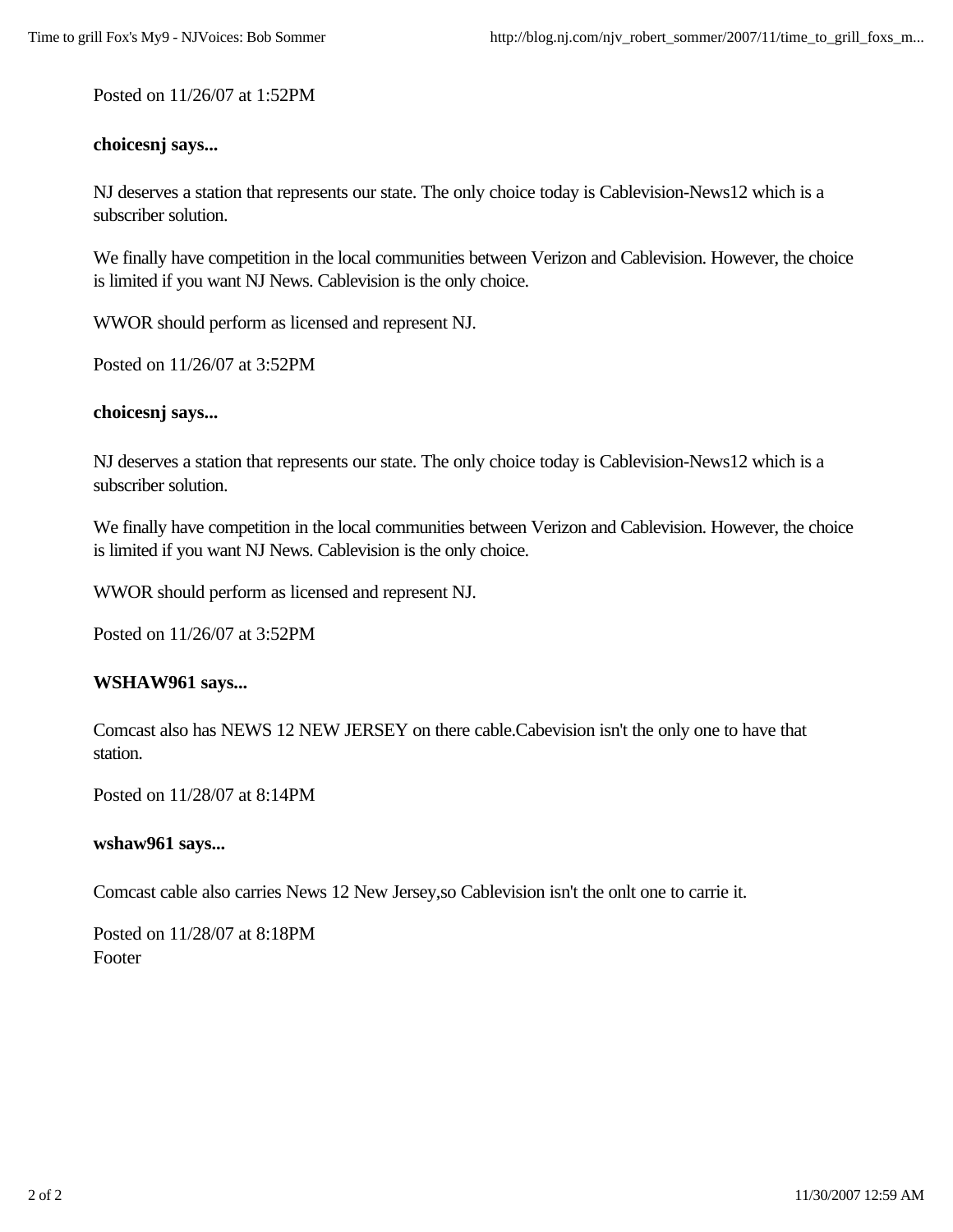Posted on 11/26/07 at 1:52PM

**choicesnj says...**

NJ deserves a station that represents our state. The only choice today is Cablevision-News12 which is a subscriber solution.

We finally have competition in the local communities between Verizon and Cablevision. However, the choice is limited if you want NJ News. Cablevision is the only choice.

WWOR should perform as licensed and represent NJ.

Posted on 11/26/07 at 3:52PM

**choicesnj says...**

NJ deserves a station that represents our state. The only choice today is Cablevision-News12 which is a subscriber solution.

We finally have competition in the local communities between Verizon and Cablevision. However, the choice is limited if you want NJ News. Cablevision is the only choice.

WWOR should perform as licensed and represent NJ.

Posted on 11/26/07 at 3:52PM

**WSHAW961 says...**

Comcast also has NEWS 12 NEW JERSEY on there cable.Cabevision isn't the only one to have that station.

Posted on 11/28/07 at 8:14PM

**wshaw961 says...**

Comcast cable also carries News 12 New Jersey,so Cablevision isn't the onlt one to carrie it.

Posted on 11/28/07 at 8:18PM
Footer